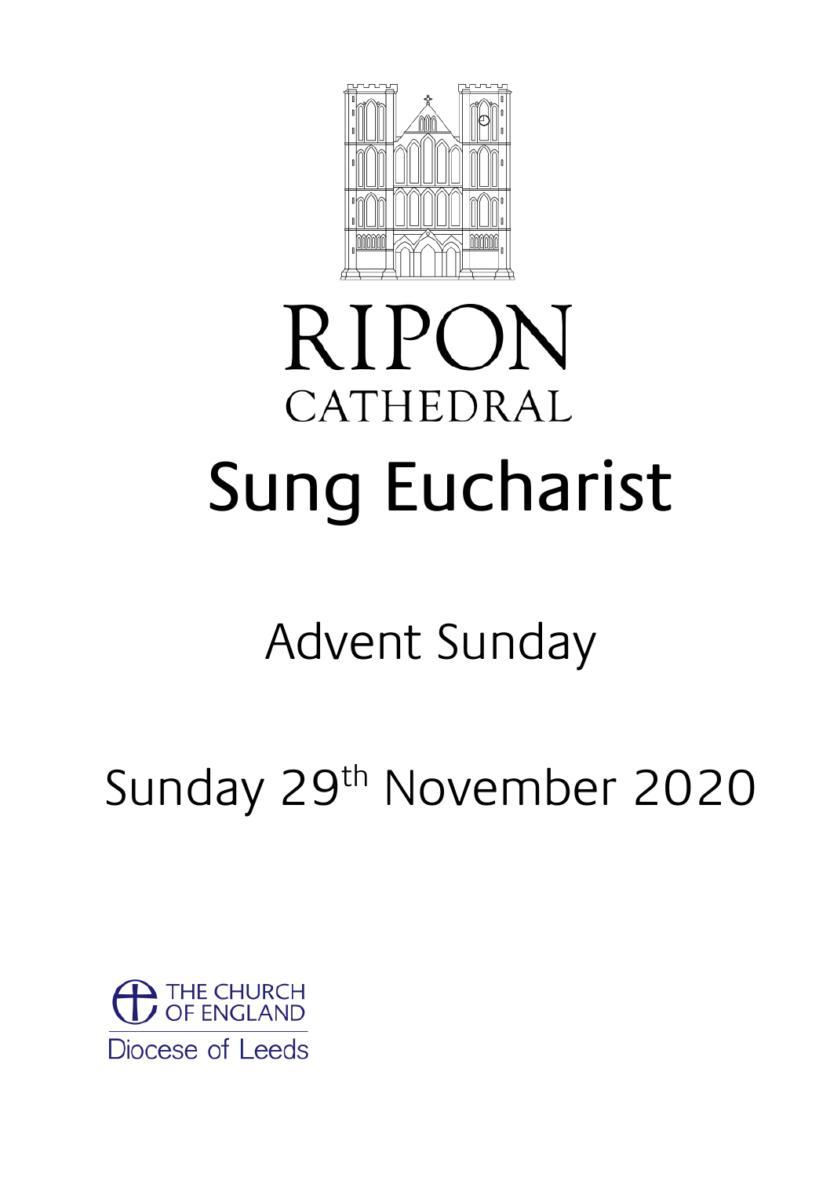RIPON
CATHEDRAL

# Sung Eucharist

## Advent Sunday

## Sunday 29th November 2020

THE CHURCH OF ENGLAND
Diocese of Leeds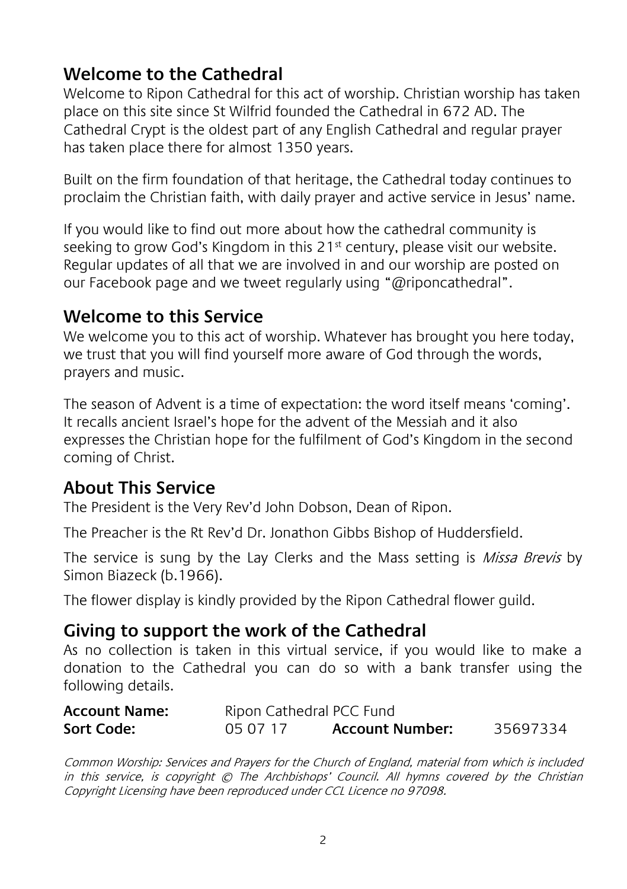## Welcome to the Cathedral

Welcome to Ripon Cathedral for this act of worship. Christian worship has taken place on this site since St Wilfrid founded the Cathedral in 672 AD. The Cathedral Crypt is the oldest part of any English Cathedral and regular prayer has taken place there for almost 1350 years.

Built on the firm foundation of that heritage, the Cathedral today continues to proclaim the Christian faith, with daily prayer and active service in Jesus' name.

If you would like to find out more about how the cathedral community is seeking to grow God's Kingdom in this 21st century, please visit our website. Regular updates of all that we are involved in and our worship are posted on our Facebook page and we tweet regularly using "@riponcathedral".

## Welcome to this Service

We welcome you to this act of worship. Whatever has brought you here today, we trust that you will find yourself more aware of God through the words, prayers and music.

The season of Advent is a time of expectation: the word itself means 'coming'. It recalls ancient Israel's hope for the advent of the Messiah and it also expresses the Christian hope for the fulfilment of God's Kingdom in the second coming of Christ.

## About This Service

The President is the Very Rev'd John Dobson, Dean of Ripon.

The Preacher is the Rt Rev'd Dr. Jonathon Gibbs Bishop of Huddersfield.

The service is sung by the Lay Clerks and the Mass setting is *Missa Brevis* by Simon Biazeck (b.1966).

The flower display is kindly provided by the Ripon Cathedral flower guild.

## Giving to support the work of the Cathedral

As no collection is taken in this virtual service, if you would like to make a donation to the Cathedral you can do so with a bank transfer using the following details.

**Account Name:** Ripon Cathedral PCC Fund
**Sort Code:** 05 07 17 **Account Number:** 35697334

*Common Worship: Services and Prayers for the Church of England, material from which is included in this service, is copyright © The Archbishops' Council. All hymns covered by the Christian Copyright Licensing have been reproduced under CCL Licence no 97098.*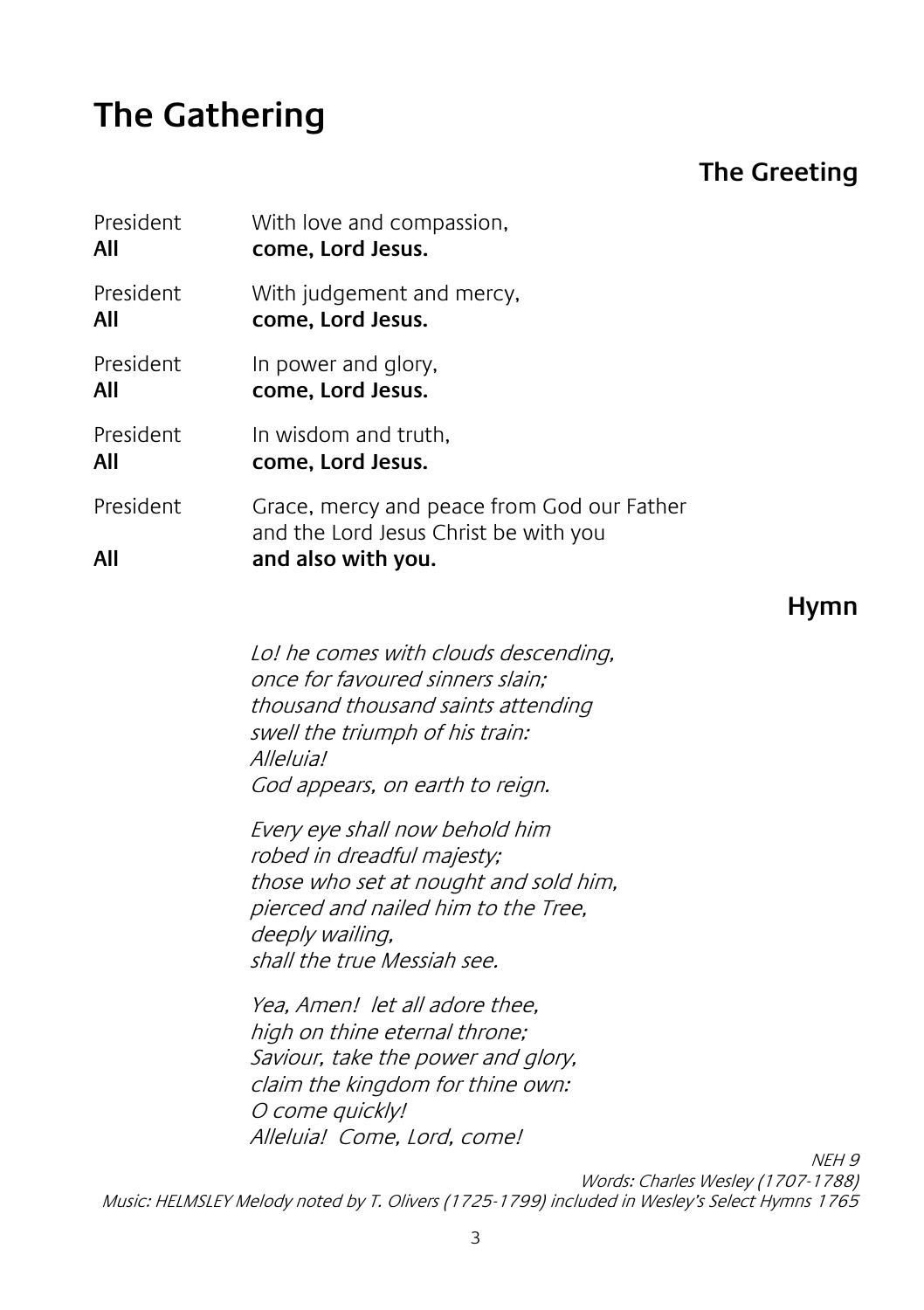# The Gathering

## The Greeting

President With love and compassion,
**All** **come, Lord Jesus.**

President With judgement and mercy,
**All** **come, Lord Jesus.**

President In power and glory,
**All** **come, Lord Jesus.**

President In wisdom and truth,
**All** **come, Lord Jesus.**

President Grace, mercy and peace from God our Father
and the Lord Jesus Christ be with you
**All** **and also with you.**

## Hymn

*Lo! he comes with clouds descending,*
*once for favoured sinners slain;*
*thousand thousand saints attending*
*swell the triumph of his train:*
*Alleluia!*
*God appears, on earth to reign.*

*Every eye shall now behold him*
*robed in dreadful majesty;*
*those who set at nought and sold him,*
*pierced and nailed him to the Tree,*
*deeply wailing,*
*shall the true Messiah see.*

*Yea, Amen! let all adore thee,*
*high on thine eternal throne;*
*Saviour, take the power and glory,*
*claim the kingdom for thine own:*
*O come quickly!*
*Alleluia! Come, Lord, come!*

*NEH 9*
*Words: Charles Wesley (1707-1788)*
*Music: HELMSLEY Melody noted by T. Olivers (1725-1799) included in Wesley's Select Hymns 1765*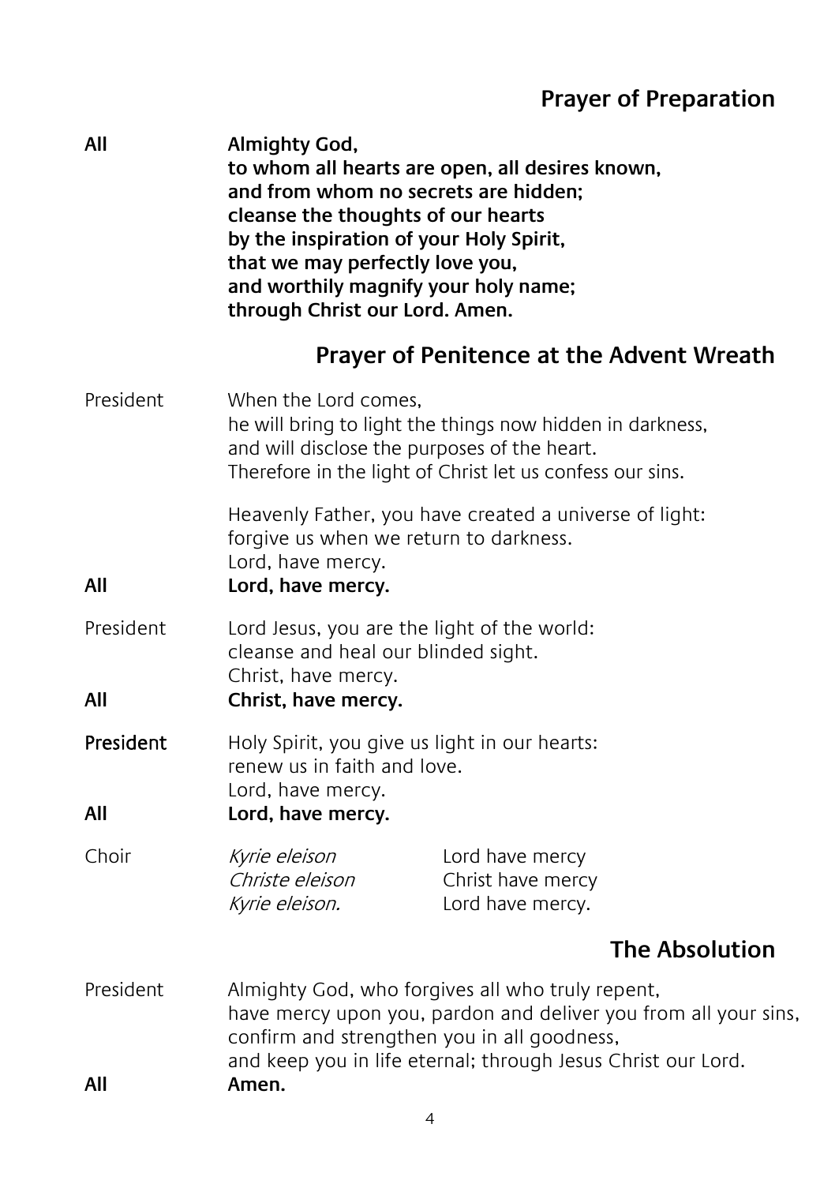## Prayer of Preparation

**All** **Almighty God,**
**to whom all hearts are open, all desires known,**
**and from whom no secrets are hidden;**
**cleanse the thoughts of our hearts**
**by the inspiration of your Holy Spirit,**
**that we may perfectly love you,**
**and worthily magnify your holy name;**
**through Christ our Lord. Amen.**

## Prayer of Penitence at the Advent Wreath

President When the Lord comes,
he will bring to light the things now hidden in darkness,
and will disclose the purposes of the heart.
Therefore in the light of Christ let us confess our sins.

Heavenly Father, you have created a universe of light:
forgive us when we return to darkness.
Lord, have mercy.

**All** **Lord, have mercy.**

President Lord Jesus, you are the light of the world:
cleanse and heal our blinded sight.
Christ, have mercy.

**All** **Christ, have mercy.**

**President** Holy Spirit, you give us light in our hearts:
renew us in faith and love.
Lord, have mercy.

**All** **Lord, have mercy.**

Choir *Kyrie eleison* Lord have mercy
*Christe eleison* Christ have mercy
*Kyrie eleison.* Lord have mercy.

## The Absolution

President Almighty God, who forgives all who truly repent,
have mercy upon you, pardon and deliver you from all your sins,
confirm and strengthen you in all goodness,
and keep you in life eternal; through Jesus Christ our Lord.

**All** **Amen.**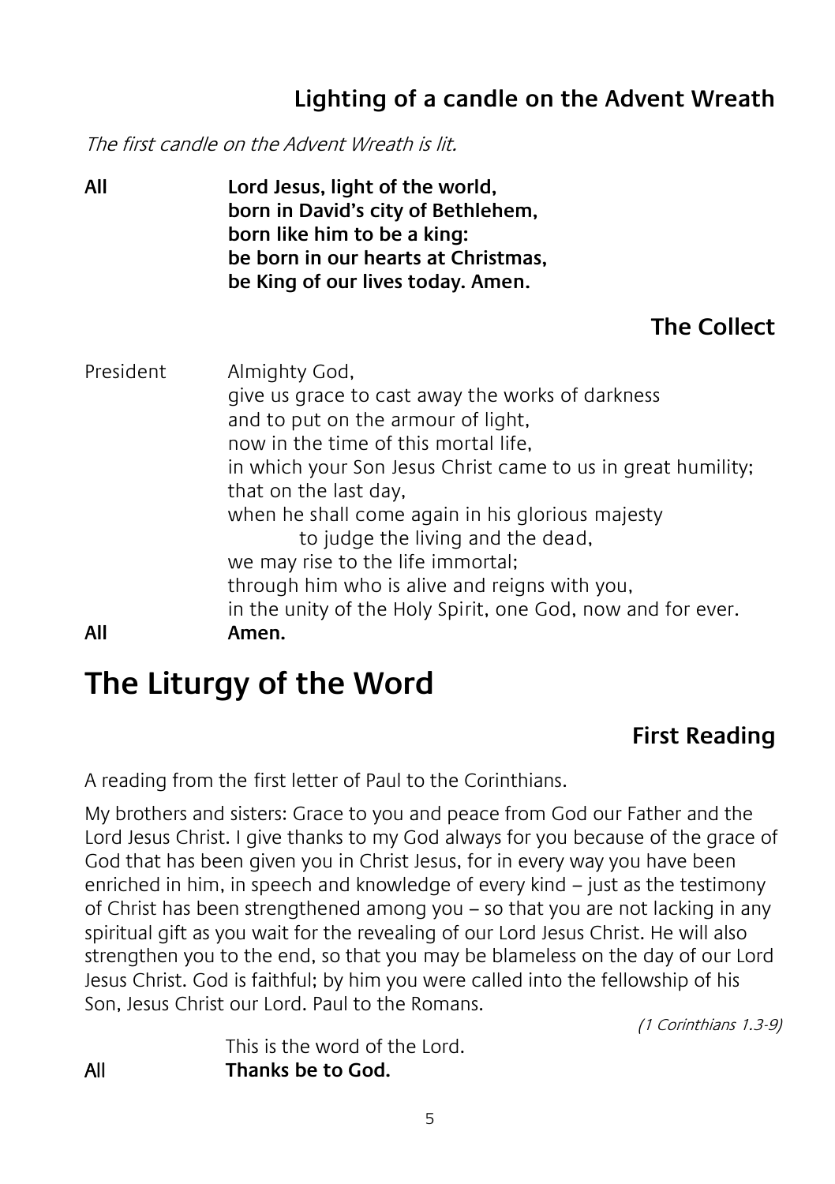### Lighting of a candle on the Advent Wreath

*The first candle on the Advent Wreath is lit.*

**All** **Lord Jesus, light of the world,**
**born in David's city of Bethlehem,**
**born like him to be a king:**
**be born in our hearts at Christmas,**
**be King of our lives today. Amen.**

### The Collect

President Almighty God,
give us grace to cast away the works of darkness
and to put on the armour of light,
now in the time of this mortal life,
in which your Son Jesus Christ came to us in great humility;
that on the last day,
when he shall come again in his glorious majesty
to judge the living and the dead,
we may rise to the life immortal;
through him who is alive and reigns with you,
in the unity of the Holy Spirit, one God, now and for ever.

**All** **Amen.**

# The Liturgy of the Word

### First Reading

A reading from the first letter of Paul to the Corinthians.

My brothers and sisters: Grace to you and peace from God our Father and the Lord Jesus Christ. I give thanks to my God always for you because of the grace of God that has been given you in Christ Jesus, for in every way you have been enriched in him, in speech and knowledge of every kind – just as the testimony of Christ has been strengthened among you – so that you are not lacking in any spiritual gift as you wait for the revealing of our Lord Jesus Christ. He will also strengthen you to the end, so that you may be blameless on the day of our Lord Jesus Christ. God is faithful; by him you were called into the fellowship of his Son, Jesus Christ our Lord. Paul to the Romans.

*(1 Corinthians 1.3-9)*

This is the word of the Lord.

**All** **Thanks be to God.**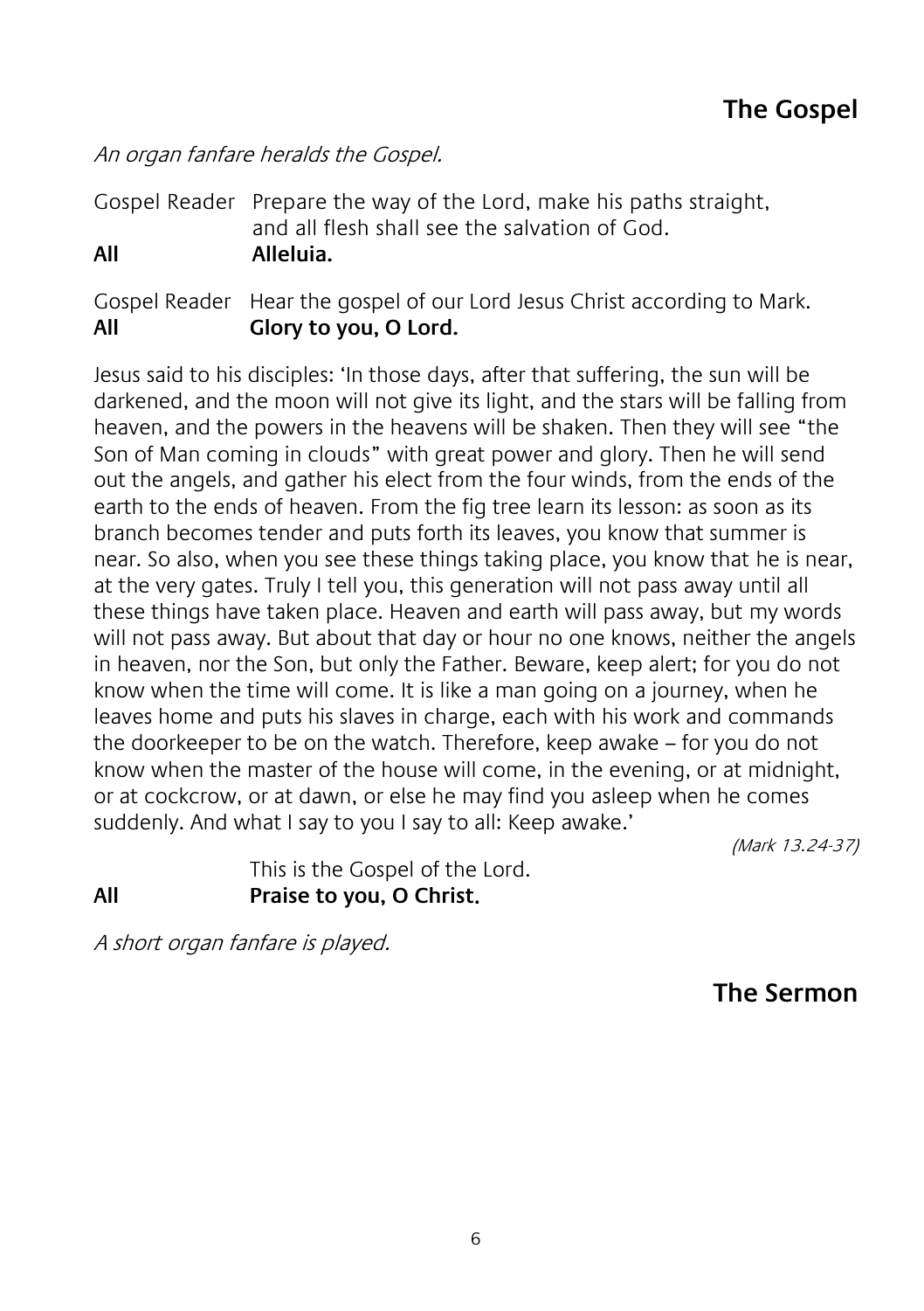## The Gospel

*An organ fanfare heralds the Gospel.*

Gospel Reader Prepare the way of the Lord, make his paths straight, and all flesh shall see the salvation of God.
**All Alleluia.**

Gospel Reader Hear the gospel of our Lord Jesus Christ according to Mark.
**All Glory to you, O Lord.**

Jesus said to his disciples: 'In those days, after that suffering, the sun will be darkened, and the moon will not give its light, and the stars will be falling from heaven, and the powers in the heavens will be shaken. Then they will see "the Son of Man coming in clouds" with great power and glory. Then he will send out the angels, and gather his elect from the four winds, from the ends of the earth to the ends of heaven. From the fig tree learn its lesson: as soon as its branch becomes tender and puts forth its leaves, you know that summer is near. So also, when you see these things taking place, you know that he is near, at the very gates. Truly I tell you, this generation will not pass away until all these things have taken place. Heaven and earth will pass away, but my words will not pass away. But about that day or hour no one knows, neither the angels in heaven, nor the Son, but only the Father. Beware, keep alert; for you do not know when the time will come. It is like a man going on a journey, when he leaves home and puts his slaves in charge, each with his work and commands the doorkeeper to be on the watch. Therefore, keep awake – for you do not know when the master of the house will come, in the evening, or at midnight, or at cockcrow, or at dawn, or else he may find you asleep when he comes suddenly. And what I say to you I say to all: Keep awake.'

*(Mark 13.24-37)*

This is the Gospel of the Lord.
**All Praise to you, O Christ.**

*A short organ fanfare is played.*

## The Sermon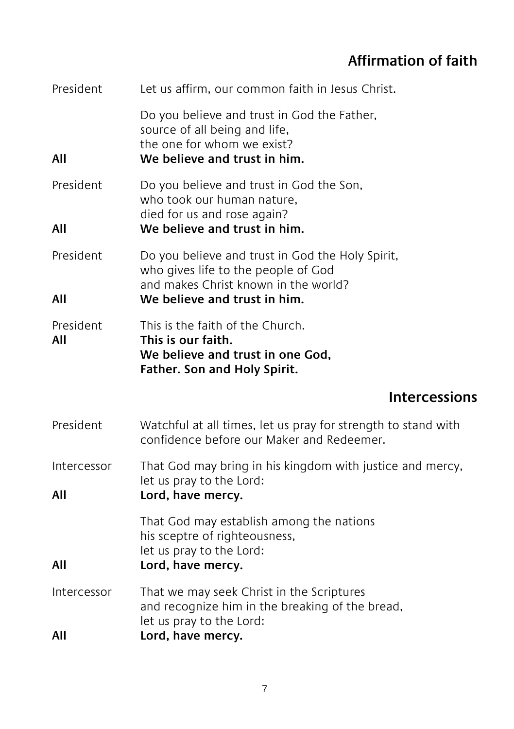## Affirmation of faith

President Let us affirm, our common faith in Jesus Christ.

Do you believe and trust in God the Father,
source of all being and life,
the one for whom we exist?

**All** **We believe and trust in him.**

President Do you believe and trust in God the Son,
who took our human nature,
died for us and rose again?

**All** **We believe and trust in him.**

President Do you believe and trust in God the Holy Spirit,
who gives life to the people of God
and makes Christ known in the world?

**All** **We believe and trust in him.**

President This is the faith of the Church.

**All** **This is our faith.
We believe and trust in one God,
Father. Son and Holy Spirit.**

## Intercessions

President Watchful at all times, let us pray for strength to stand with confidence before our Maker and Redeemer.

Intercessor That God may bring in his kingdom with justice and mercy,
let us pray to the Lord:

**All** **Lord, have mercy.**

That God may establish among the nations
his sceptre of righteousness,
let us pray to the Lord:

**All** **Lord, have mercy.**

Intercessor That we may seek Christ in the Scriptures
and recognize him in the breaking of the bread,
let us pray to the Lord:

**All** **Lord, have mercy.**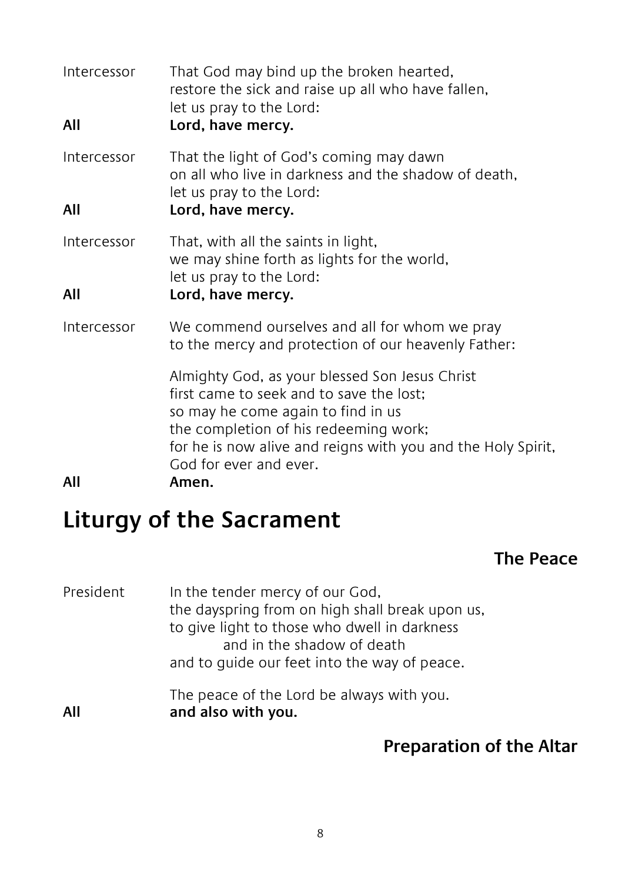Intercessor That God may bind up the broken hearted,
restore the sick and raise up all who have fallen,
let us pray to the Lord:

**All** **Lord, have mercy.**

Intercessor That the light of God's coming may dawn
on all who live in darkness and the shadow of death,
let us pray to the Lord:

**All** **Lord, have mercy.**

Intercessor That, with all the saints in light,
we may shine forth as lights for the world,
let us pray to the Lord:

**All** **Lord, have mercy.**

Intercessor We commend ourselves and all for whom we pray
to the mercy and protection of our heavenly Father:

Almighty God, as your blessed Son Jesus Christ
first came to seek and to save the lost;
so may he come again to find in us
the completion of his redeeming work;
for he is now alive and reigns with you and the Holy Spirit,
God for ever and ever.

**All** **Amen.**

# Liturgy of the Sacrament

## The Peace

President In the tender mercy of our God,
the dayspring from on high shall break upon us,
to give light to those who dwell in darkness
and in the shadow of death
and to guide our feet into the way of peace.

The peace of the Lord be always with you.

**All** **and also with you.**

## Preparation of the Altar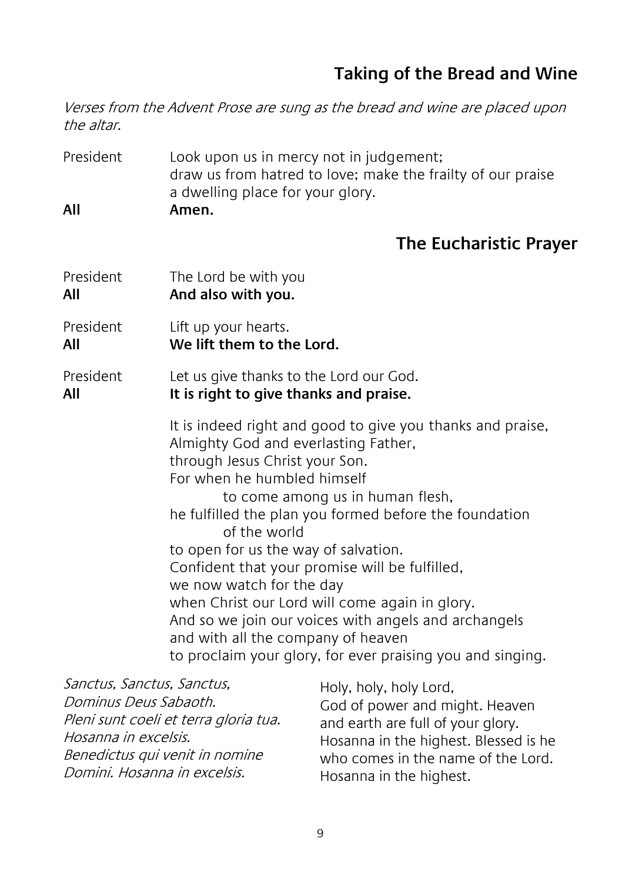## Taking of the Bread and Wine

*Verses from the Advent Prose are sung as the bread and wine are placed upon the altar.*

President Look upon us in mercy not in judgement;
draw us from hatred to love; make the frailty of our praise
a dwelling place for your glory.

**All** **Amen.**

## The Eucharistic Prayer

President The Lord be with you
**All** **And also with you.**

President Lift up your hearts.
**All** **We lift them to the Lord.**

President Let us give thanks to the Lord our God.
**All** **It is right to give thanks and praise.**

It is indeed right and good to give you thanks and praise,
Almighty God and everlasting Father,
through Jesus Christ your Son.
For when he humbled himself
to come among us in human flesh,
he fulfilled the plan you formed before the foundation
of the world
to open for us the way of salvation.
Confident that your promise will be fulfilled,
we now watch for the day
when Christ our Lord will come again in glory.
And so we join our voices with angels and archangels
and with all the company of heaven
to proclaim your glory, for ever praising you and singing.

*Sanctus, Sanctus, Sanctus,*
*Dominus Deus Sabaoth.*
*Pleni sunt coeli et terra gloria tua.*
*Hosanna in excelsis.*
*Benedictus qui venit in nomine*
*Domini. Hosanna in excelsis.*

Holy, holy, holy Lord,
God of power and might. Heaven
and earth are full of your glory.
Hosanna in the highest. Blessed is he
who comes in the name of the Lord.
Hosanna in the highest.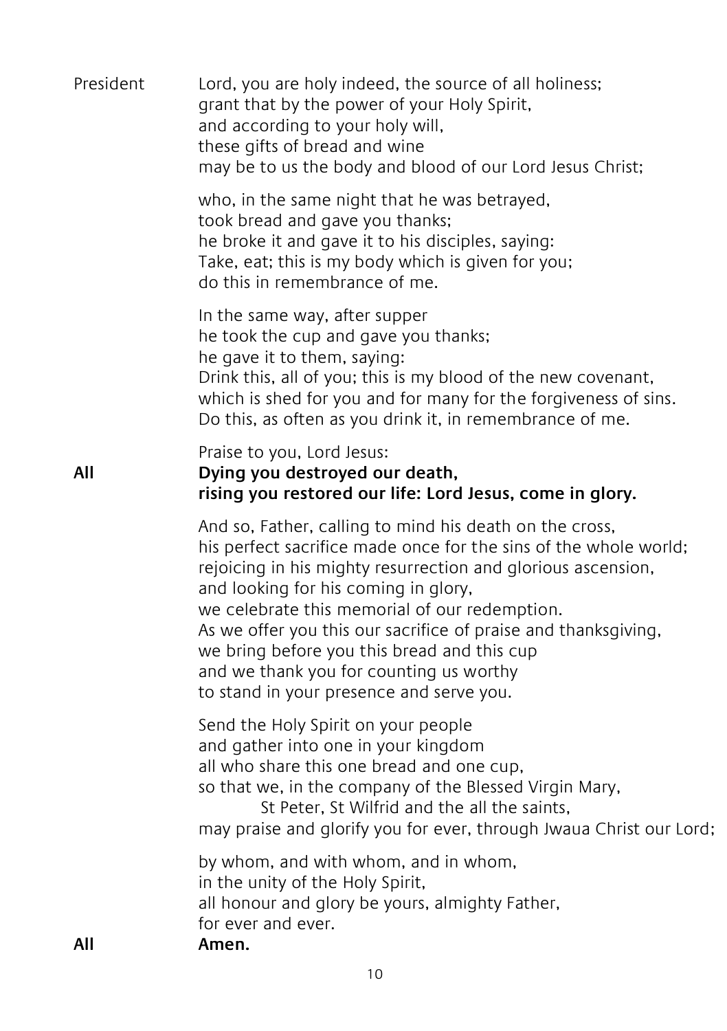President Lord, you are holy indeed, the source of all holiness;
grant that by the power of your Holy Spirit,
and according to your holy will,
these gifts of bread and wine
may be to us the body and blood of our Lord Jesus Christ;

who, in the same night that he was betrayed,
took bread and gave you thanks;
he broke it and gave it to his disciples, saying:
Take, eat; this is my body which is given for you;
do this in remembrance of me.

In the same way, after supper
he took the cup and gave you thanks;
he gave it to them, saying:
Drink this, all of you; this is my blood of the new covenant,
which is shed for you and for many for the forgiveness of sins.
Do this, as often as you drink it, in remembrance of me.

Praise to you, Lord Jesus:

**All Dying you destroyed our death,**
**rising you restored our life: Lord Jesus, come in glory.**

And so, Father, calling to mind his death on the cross,
his perfect sacrifice made once for the sins of the whole world;
rejoicing in his mighty resurrection and glorious ascension,
and looking for his coming in glory,
we celebrate this memorial of our redemption.
As we offer you this our sacrifice of praise and thanksgiving,
we bring before you this bread and this cup
and we thank you for counting us worthy
to stand in your presence and serve you.

Send the Holy Spirit on your people
and gather into one in your kingdom
all who share this one bread and one cup,
so that we, in the company of the Blessed Virgin Mary,
St Peter, St Wilfrid and the all the saints,
may praise and glorify you for ever, through Jwaua Christ our Lord;

by whom, and with whom, and in whom,
in the unity of the Holy Spirit,
all honour and glory be yours, almighty Father,
for ever and ever.

**All Amen.**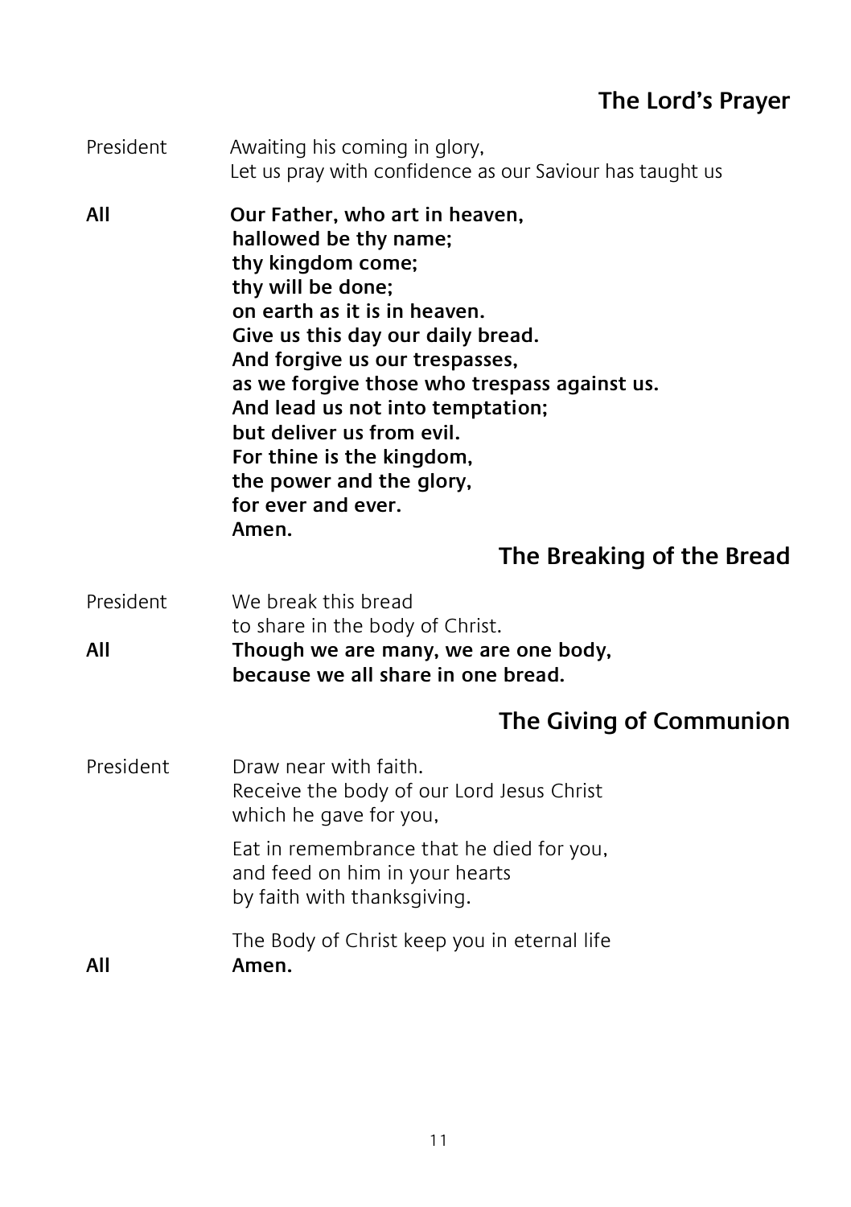## The Lord's Prayer

President Awaiting his coming in glory,
Let us pray with confidence as our Saviour has taught us

**All** **Our Father, who art in heaven,**
**hallowed be thy name;**
**thy kingdom come;**
**thy will be done;**
**on earth as it is in heaven.**
**Give us this day our daily bread.**
**And forgive us our trespasses,**
**as we forgive those who trespass against us.**
**And lead us not into temptation;**
**but deliver us from evil.**
**For thine is the kingdom,**
**the power and the glory,**
**for ever and ever.**
**Amen.**

## The Breaking of the Bread

President We break this bread
to share in the body of Christ.

**All** **Though we are many, we are one body,**
**because we all share in one bread.**

## The Giving of Communion

President Draw near with faith.
Receive the body of our Lord Jesus Christ
which he gave for you,

Eat in remembrance that he died for you,
and feed on him in your hearts
by faith with thanksgiving.

The Body of Christ keep you in eternal life

**All** **Amen.**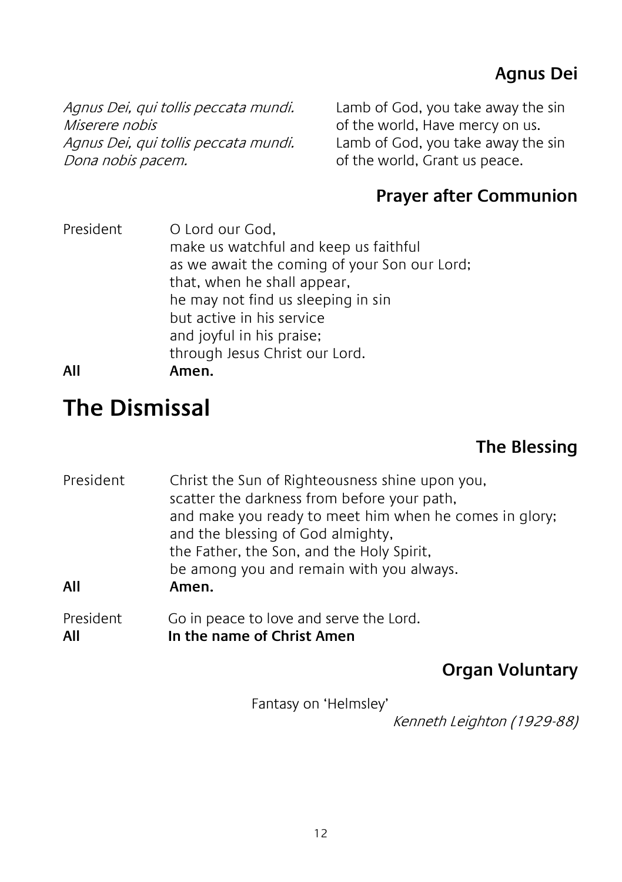### Agnus Dei

*Agnus Dei, qui tollis peccata mundi.*
*Miserere nobis*
*Agnus Dei, qui tollis peccata mundi.*
*Dona nobis pacem.*

Lamb of God, you take away the sin
of the world, Have mercy on us.
Lamb of God, you take away the sin
of the world, Grant us peace.

### Prayer after Communion

President O Lord our God,
make us watchful and keep us faithful
as we await the coming of your Son our Lord;
that, when he shall appear,
he may not find us sleeping in sin
but active in his service
and joyful in his praise;
through Jesus Christ our Lord.
**All** **Amen.**

# The Dismissal

### The Blessing

President Christ the Sun of Righteousness shine upon you,
scatter the darkness from before your path,
and make you ready to meet him when he comes in glory;
and the blessing of God almighty,
the Father, the Son, and the Holy Spirit,
be among you and remain with you always.
**All** **Amen.**

President Go in peace to love and serve the Lord.
**All** **In the name of Christ Amen**

### Organ Voluntary

Fantasy on 'Helmsley'
*Kenneth Leighton (1929-88)*